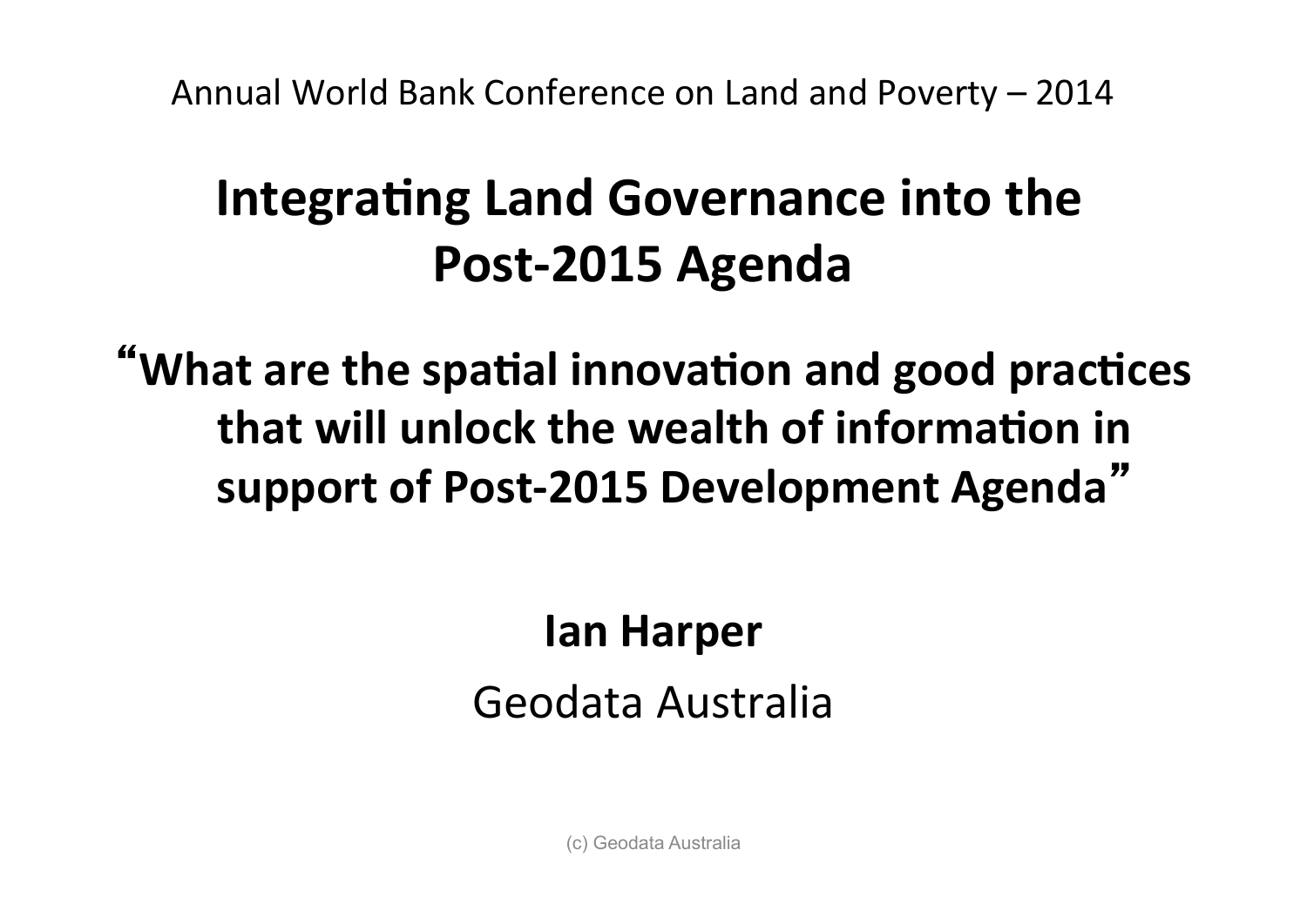Annual World Bank Conference on Land and Poverty – 2014

# Integrating Land Governance into the Post-2015 Agenda

## "What are the spatial innovation and good practices that will unlock the wealth of information in support of Post-2015 Development Agenda"

**Ian Harper**

Geodata Australia

(c) Geodata Australia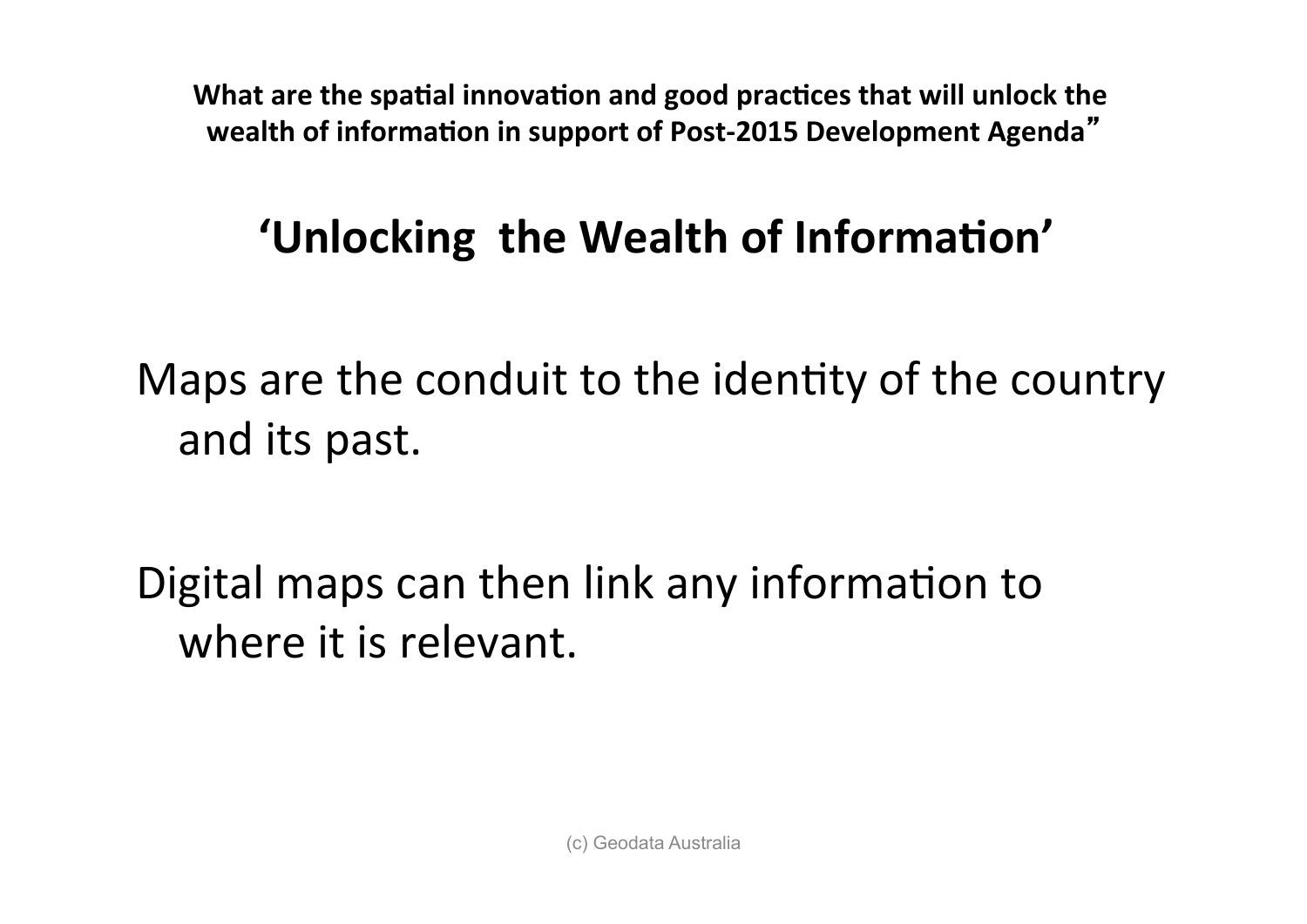**What are the spatial innovation and good practices that will unlock the wealth of information in support of Post-2015 Development Agenda"**

## 'Unlocking the Wealth of Information'

Maps are the conduit to the identity of the country and its past.

Digital maps can then link any information to where it is relevant.

(c) Geodata Australia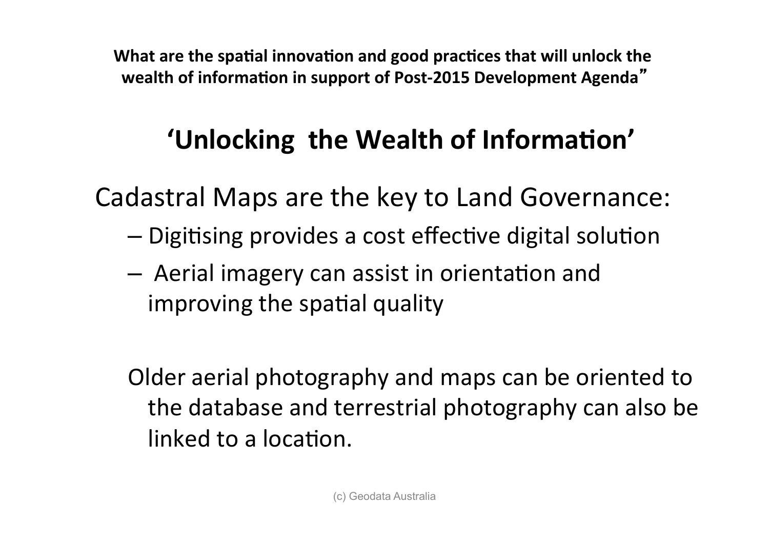**What are the spatial innovation and good practices that will unlock the wealth of information in support of Post-2015 Development Agenda"**

## 'Unlocking the Wealth of Information'

Cadastral Maps are the key to Land Governance:

- Digitising provides a cost effective digital solution
- Aerial imagery can assist in orientation and improving the spatial quality

Older aerial photography and maps can be oriented to the database and terrestrial photography can also be linked to a location.

(c) Geodata Australia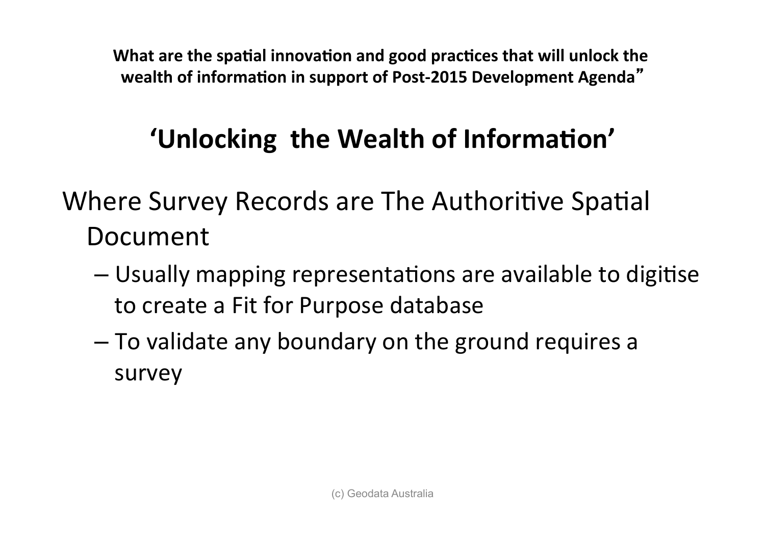**What are the spatial innovation and good practices that will unlock the wealth of information in support of Post-2015 Development Agenda"**

# 'Unlocking the Wealth of Information'

Where Survey Records are The Authoritive Spatial Document

- Usually mapping representations are available to digitise to create a Fit for Purpose database
- To validate any boundary on the ground requires a survey

(c) Geodata Australia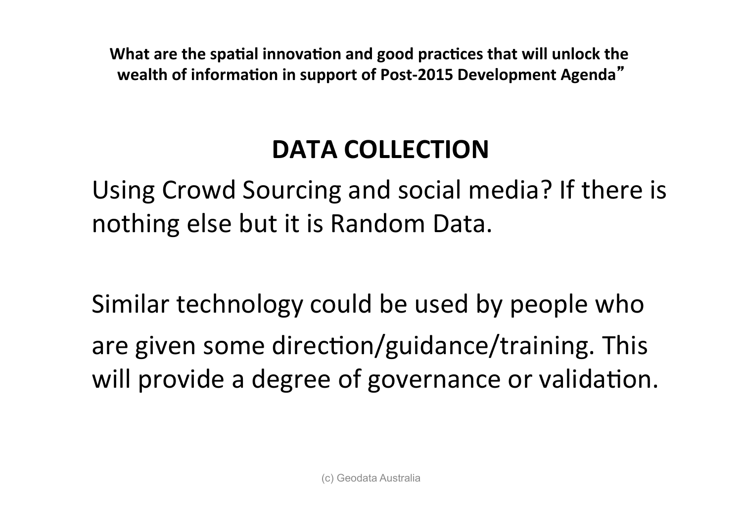**What are the spatial innovation and good practices that will unlock the wealth of information in support of Post-2015 Development Agenda"**

## DATA COLLECTION

Using Crowd Sourcing and social media? If there is nothing else but it is Random Data.

Similar technology could be used by people who are given some direction/guidance/training. This will provide a degree of governance or validation.

(c) Geodata Australia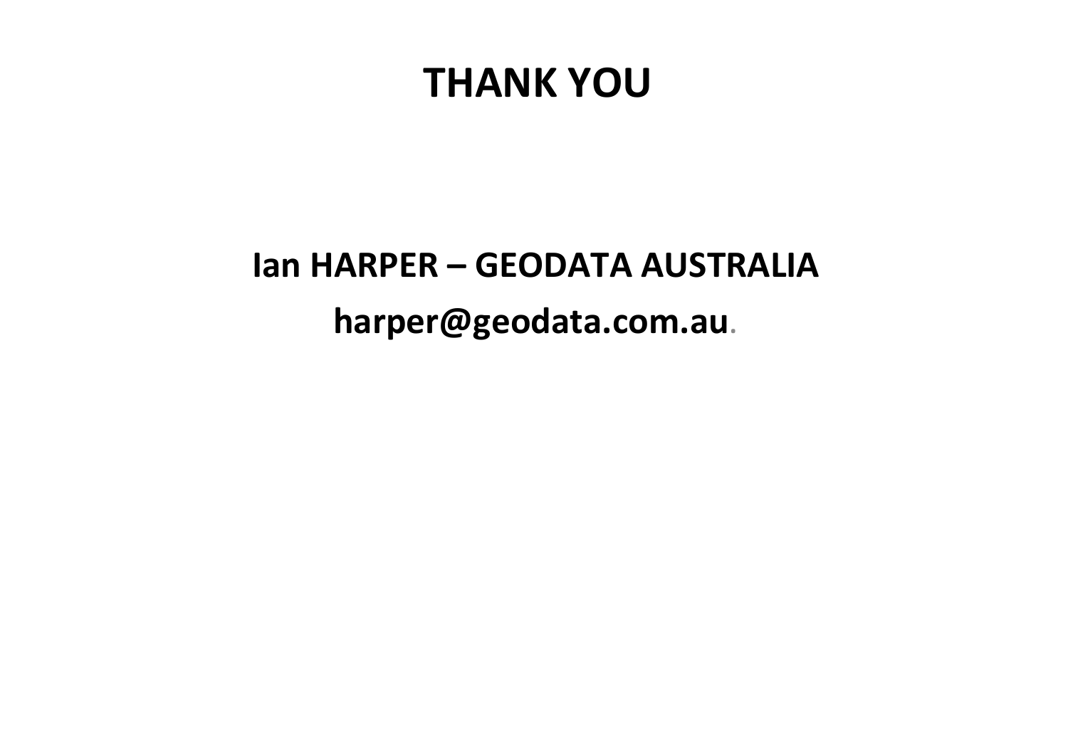# THANK YOU

**Ian HARPER – GEODATA AUSTRALIA**

**harper@geodata.com.au.**